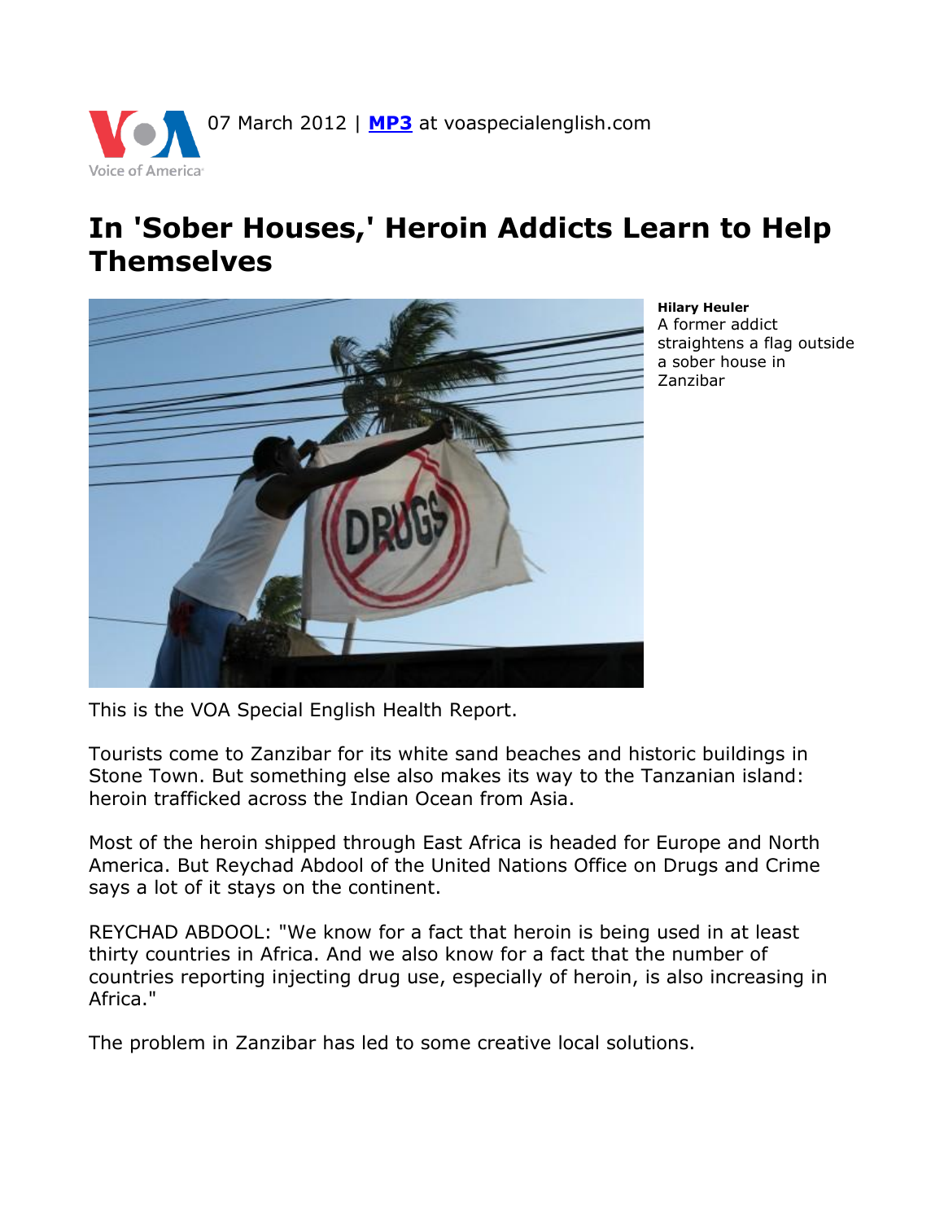Voice of America

07 March 2012 | MP3 at voaspecialenglish.com

# In 'Sober Houses,' Heroin Addicts Learn to Help Themselves

**Hilary Heuler**
A former addict straightens a flag outside a sober house in Zanzibar

This is the VOA Special English Health Report.

Tourists come to Zanzibar for its white sand beaches and historic buildings in Stone Town. But something else also makes its way to the Tanzanian island: heroin trafficked across the Indian Ocean from Asia.

Most of the heroin shipped through East Africa is headed for Europe and North America. But Reychad Abdool of the United Nations Office on Drugs and Crime says a lot of it stays on the continent.

REYCHAD ABDOOL: "We know for a fact that heroin is being used in at least thirty countries in Africa. And we also know for a fact that the number of countries reporting injecting drug use, especially of heroin, is also increasing in Africa."

The problem in Zanzibar has led to some creative local solutions.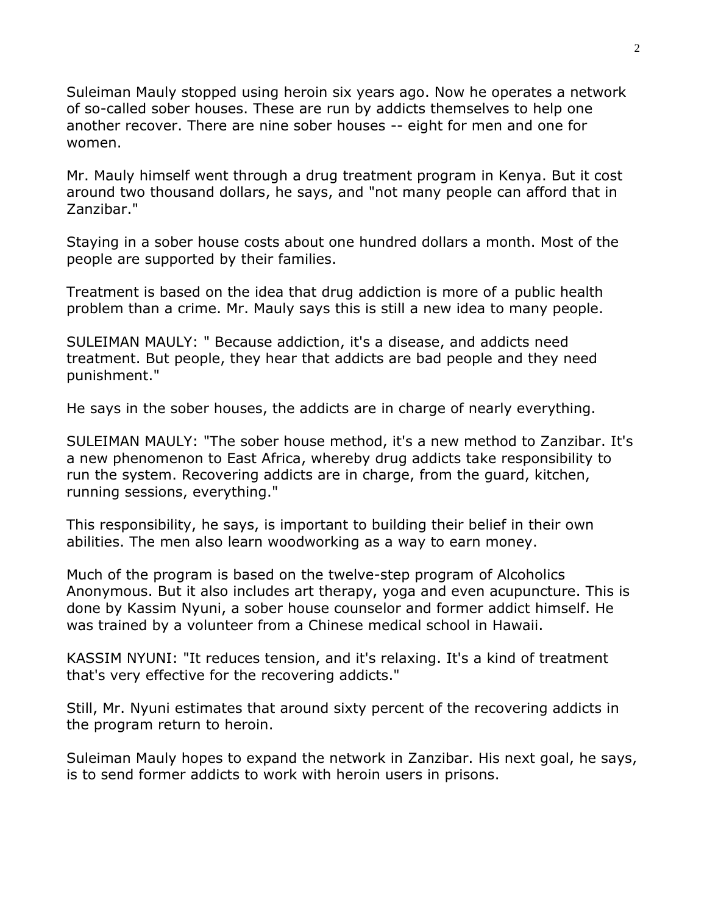Suleiman Mauly stopped using heroin six years ago. Now he operates a network of so-called sober houses. These are run by addicts themselves to help one another recover. There are nine sober houses -- eight for men and one for women.

Mr. Mauly himself went through a drug treatment program in Kenya. But it cost around two thousand dollars, he says, and "not many people can afford that in Zanzibar."

Staying in a sober house costs about one hundred dollars a month. Most of the people are supported by their families.

Treatment is based on the idea that drug addiction is more of a public health problem than a crime. Mr. Mauly says this is still a new idea to many people.

SULEIMAN MAULY: " Because addiction, it's a disease, and addicts need treatment. But people, they hear that addicts are bad people and they need punishment."

He says in the sober houses, the addicts are in charge of nearly everything.

SULEIMAN MAULY: "The sober house method, it's a new method to Zanzibar. It's a new phenomenon to East Africa, whereby drug addicts take responsibility to run the system. Recovering addicts are in charge, from the guard, kitchen, running sessions, everything."

This responsibility, he says, is important to building their belief in their own abilities. The men also learn woodworking as a way to earn money.

Much of the program is based on the twelve-step program of Alcoholics Anonymous. But it also includes art therapy, yoga and even acupuncture. This is done by Kassim Nyuni, a sober house counselor and former addict himself. He was trained by a volunteer from a Chinese medical school in Hawaii.

KASSIM NYUNI: "It reduces tension, and it's relaxing. It's a kind of treatment that's very effective for the recovering addicts."

Still, Mr. Nyuni estimates that around sixty percent of the recovering addicts in the program return to heroin.

Suleiman Mauly hopes to expand the network in Zanzibar. His next goal, he says, is to send former addicts to work with heroin users in prisons.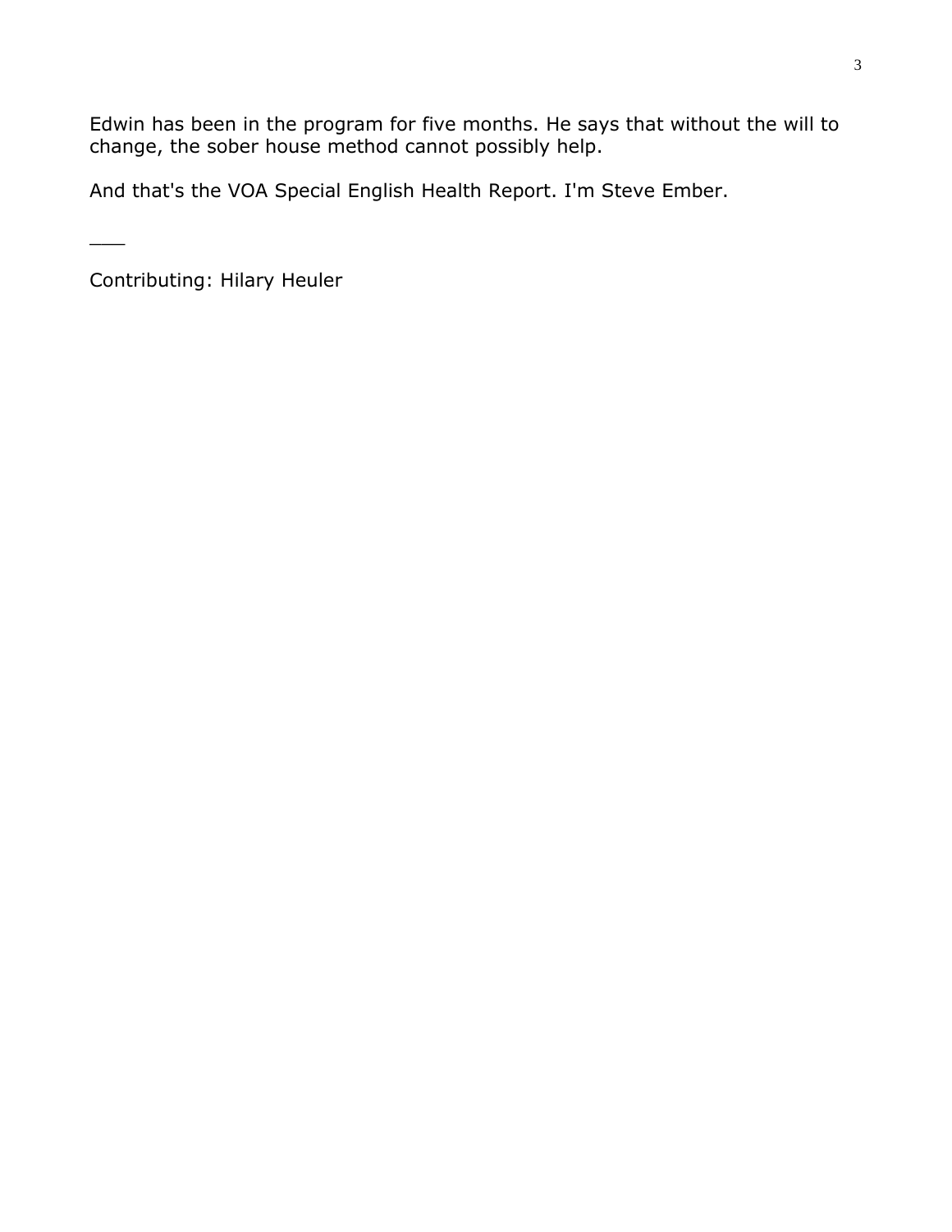Edwin has been in the program for five months. He says that without the will to change, the sober house method cannot possibly help.

And that's the VOA Special English Health Report. I'm Steve Ember.

___

Contributing: Hilary Heuler